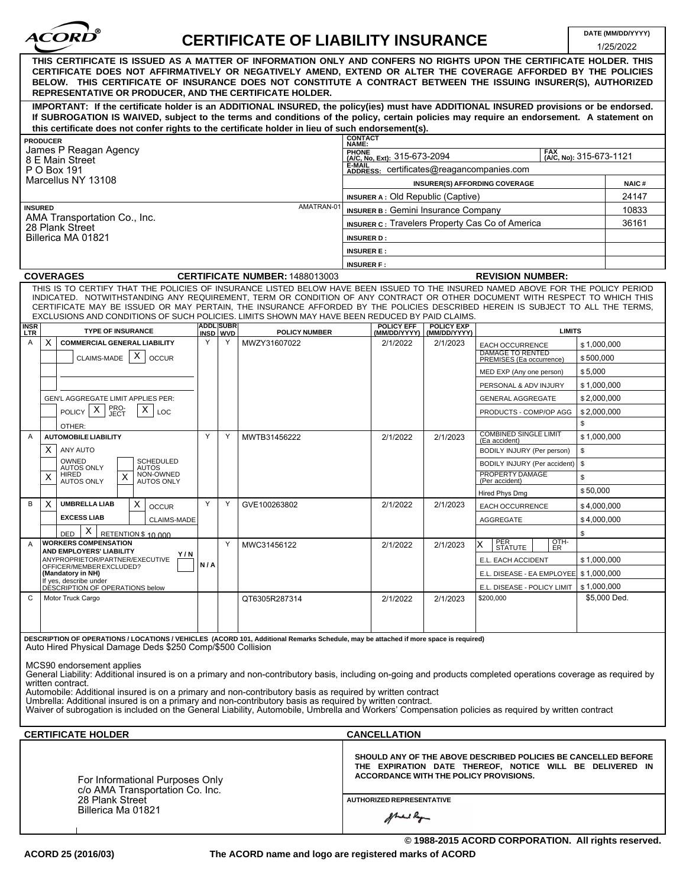# ACORD® CERTIFICATE OF LIABILITY INSURANCE

DATE (MM/DD/YYYY): 1/25/2022

**THIS CERTIFICATE IS ISSUED AS A MATTER OF INFORMATION ONLY AND CONFERS NO RIGHTS UPON THE CERTIFICATE HOLDER. THIS CERTIFICATE DOES NOT AFFIRMATIVELY OR NEGATIVELY AMEND, EXTEND OR ALTER THE COVERAGE AFFORDED BY THE POLICIES BELOW. THIS CERTIFICATE OF INSURANCE DOES NOT CONSTITUTE A CONTRACT BETWEEN THE ISSUING INSURER(S), AUTHORIZED REPRESENTATIVE OR PRODUCER, AND THE CERTIFICATE HOLDER.**

**IMPORTANT: If the certificate holder is an ADDITIONAL INSURED, the policy(ies) must have ADDITIONAL INSURED provisions or be endorsed. If SUBROGATION IS WAIVED, subject to the terms and conditions of the policy, certain policies may require an endorsement. A statement on this certificate does not confer rights to the certificate holder in lieu of such endorsement(s).**

**PRODUCER**
James P Reagan Agency
8 E Main Street
P O Box 191
Marcellus NY 13108

CONTACT NAME:
PHONE (A/C, No, Ext): 315-673-2094
FAX (A/C, No): 315-673-1121
E-MAIL ADDRESS: certificates@reagancompanies.com

| INSURER(S) AFFORDING COVERAGE | NAIC # |
|---|---|
| INSURER A : Old Republic (Captive) | 24147 |
| INSURER B : Gemini Insurance Company | 10833 |
| INSURER C : Travelers Property Cas Co of America | 36161 |
| INSURER D : | |
| INSURER E : | |
| INSURER F : | |

**INSURED** AMATRAN-01
AMA Transportation Co., Inc.
28 Plank Street
Billerica MA 01821

**COVERAGES** **CERTIFICATE NUMBER:** 1488013003 **REVISION NUMBER:**

THIS IS TO CERTIFY THAT THE POLICIES OF INSURANCE LISTED BELOW HAVE BEEN ISSUED TO THE INSURED NAMED ABOVE FOR THE POLICY PERIOD INDICATED. NOTWITHSTANDING ANY REQUIREMENT, TERM OR CONDITION OF ANY CONTRACT OR OTHER DOCUMENT WITH RESPECT TO WHICH THIS CERTIFICATE MAY BE ISSUED OR MAY PERTAIN, THE INSURANCE AFFORDED BY THE POLICIES DESCRIBED HEREIN IS SUBJECT TO ALL THE TERMS, EXCLUSIONS AND CONDITIONS OF SUCH POLICIES. LIMITS SHOWN MAY HAVE BEEN REDUCED BY PAID CLAIMS.

| INSR LTR | TYPE OF INSURANCE | ADDL INSD | SUBR WVD | POLICY NUMBER | POLICY EFF (MM/DD/YYYY) | POLICY EXP (MM/DD/YYYY) | LIMITS | |
|---|---|---|---|---|---|---|---|---|
| A | X COMMERCIAL GENERAL LIABILITY | Y | Y | MWZY31607022 | 2/1/2022 | 2/1/2023 | EACH OCCURRENCE | $ 1,000,000 |
| | CLAIMS-MADE X OCCUR | | | | | | DAMAGE TO RENTED PREMISES (Ea occurrence) | $ 500,000 |
| | | | | | | | MED EXP (Any one person) | $ 5,000 |
| | | | | | | | PERSONAL & ADV INJURY | $ 1,000,000 |
| | GEN'L AGGREGATE LIMIT APPLIES PER: | | | | | | GENERAL AGGREGATE | $ 2,000,000 |
| | POLICY X PRO-JECT X LOC | | | | | | PRODUCTS - COMP/OP AGG | $ 2,000,000 |
| | OTHER: | | | | | | | $ |
| A | AUTOMOBILE LIABILITY | Y | Y | MWTB31456222 | 2/1/2022 | 2/1/2023 | COMBINED SINGLE LIMIT (Ea accident) | $ 1,000,000 |
| | X ANY AUTO | | | | | | BODILY INJURY (Per person) | $ |
| | OWNED AUTOS ONLY / SCHEDULED AUTOS | | | | | | BODILY INJURY (Per accident) | $ |
| | X HIRED AUTOS ONLY / X NON-OWNED AUTOS ONLY | | | | | | PROPERTY DAMAGE (Per accident) | $ |
| | | | | | | | Hired Phys Dmg | $ 50,000 |
| B | X UMBRELLA LIAB X OCCUR | Y | Y | GVE100263802 | 2/1/2022 | 2/1/2023 | EACH OCCURRENCE | $ 4,000,000 |
| | EXCESS LIAB CLAIMS-MADE | | | | | | AGGREGATE | $ 4,000,000 |
| | DED X RETENTION $ 10,000 | | | | | | | $ |
| A | WORKERS COMPENSATION AND EMPLOYERS' LIABILITY Y/N ANYPROPRIETOR/PARTNER/EXECUTIVE OFFICER/MEMBER EXCLUDED? (Mandatory in NH) If yes, describe under DESCRIPTION OF OPERATIONS below | N/A | Y | MWC31456122 | 2/1/2022 | 2/1/2023 | X PER STATUTE / OTH-ER | |
| | | | | | | | E.L. EACH ACCIDENT | $ 1,000,000 |
| | | | | | | | E.L. DISEASE - EA EMPLOYEE | $ 1,000,000 |
| | | | | | | | E.L. DISEASE - POLICY LIMIT | $ 1,000,000 |
| C | Motor Truck Cargo | | | QT6305R287314 | 2/1/2022 | 2/1/2023 | $200,000 | $5,000 Ded. |

**DESCRIPTION OF OPERATIONS / LOCATIONS / VEHICLES (ACORD 101, Additional Remarks Schedule, may be attached if more space is required)**
Auto Hired Physical Damage Deds $250 Comp/$500 Collision

MCS90 endorsement applies
General Liability: Additional insured is on a primary and non-contributory basis, including on-going and products completed operations coverage as required by written contract.
Automobile: Additional insured is on a primary and non-contributory basis as required by written contract
Umbrella: Additional insured is on a primary and non-contributory basis as required by written contract.
Waiver of subrogation is included on the General Liability, Automobile, Umbrella and Workers' Compensation policies as required by written contract

**CERTIFICATE HOLDER**

For Informational Purposes Only
c/o AMA Transportation Co. Inc.
28 Plank Street
Billerica Ma 01821

**CANCELLATION**

**SHOULD ANY OF THE ABOVE DESCRIBED POLICIES BE CANCELLED BEFORE THE EXPIRATION DATE THEREOF, NOTICE WILL BE DELIVERED IN ACCORDANCE WITH THE POLICY PROVISIONS.**

AUTHORIZED REPRESENTATIVE

© 1988-2015 ACORD CORPORATION. All rights reserved.

ACORD 25 (2016/03) The ACORD name and logo are registered marks of ACORD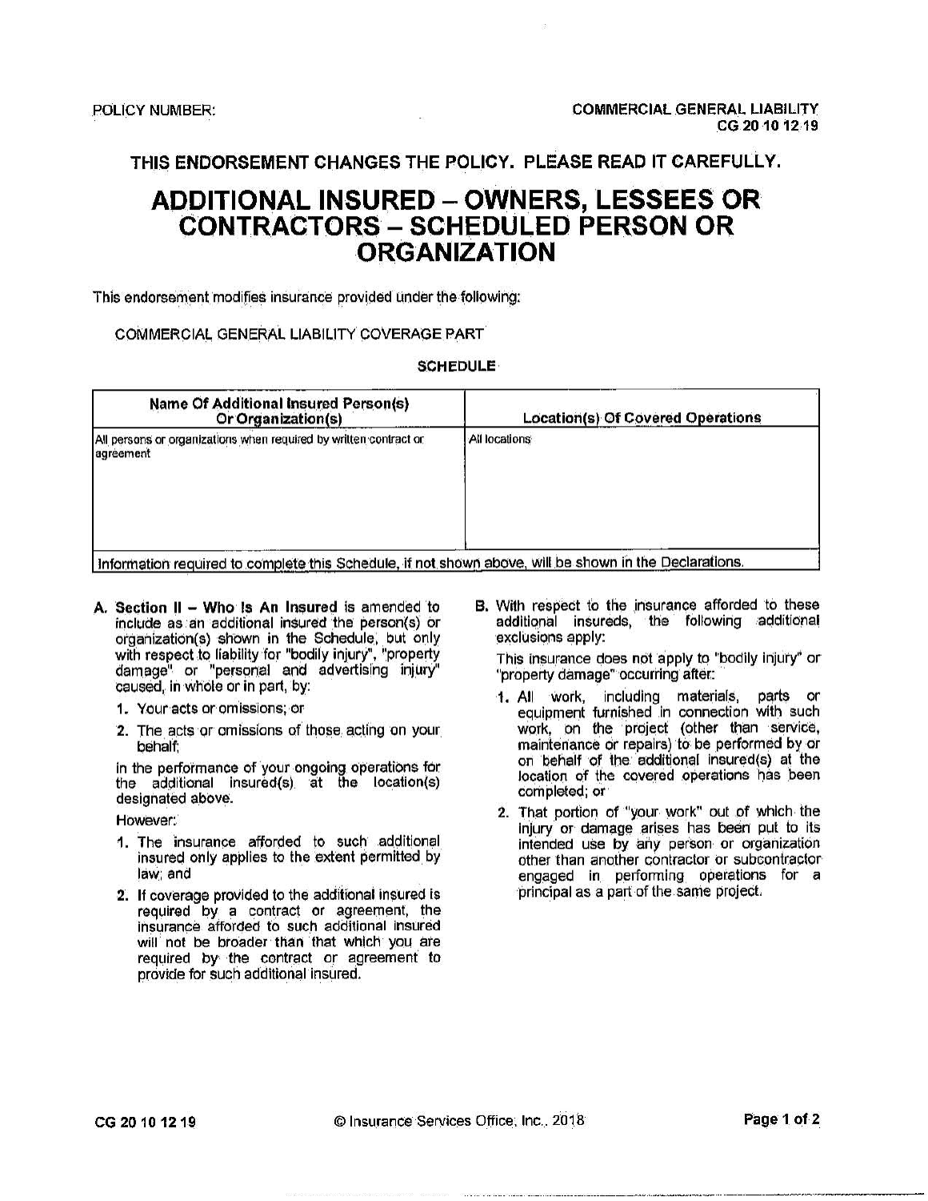POLICY NUMBER: 

COMMERCIAL GENERAL LIABILITY
CG 20 10 12 19

**THIS ENDORSEMENT CHANGES THE POLICY. PLEASE READ IT CAREFULLY.**

# ADDITIONAL INSURED – OWNERS, LESSEES OR CONTRACTORS – SCHEDULED PERSON OR ORGANIZATION

This endorsement modifies insurance provided under the following:

COMMERCIAL GENERAL LIABILITY COVERAGE PART

**SCHEDULE**

| Name Of Additional Insured Person(s) Or Organization(s) | Location(s) Of Covered Operations |
|---|---|
| All persons or organizations when required by written contract or agreement | All locations |
| Information required to complete this Schedule, if not shown above, will be shown in the Declarations. | |

**A. Section II – Who Is An Insured** is amended to include as an additional insured the person(s) or organization(s) shown in the Schedule, but only with respect to liability for "bodily injury", "property damage" or "personal and advertising injury" caused, in whole or in part, by:

1. Your acts or omissions; or
2. The acts or omissions of those acting on your behalf;

in the performance of your ongoing operations for the additional insured(s) at the location(s) designated above.

However:

1. The insurance afforded to such additional insured only applies to the extent permitted by law; and
2. If coverage provided to the additional insured is required by a contract or agreement, the insurance afforded to such additional insured will not be broader than that which you are required by the contract or agreement to provide for such additional insured.

**B.** With respect to the insurance afforded to these additional insureds, the following additional exclusions apply:

This insurance does not apply to "bodily injury" or "property damage" occurring after:

1. All work, including materials, parts or equipment furnished in connection with such work, on the project (other than service, maintenance or repairs) to be performed by or on behalf of the additional insured(s) at the location of the covered operations has been completed; or
2. That portion of "your work" out of which the injury or damage arises has been put to its intended use by any person or organization other than another contractor or subcontractor engaged in performing operations for a principal as a part of the same project.

CG 20 10 12 19 © Insurance Services Office, Inc., 2018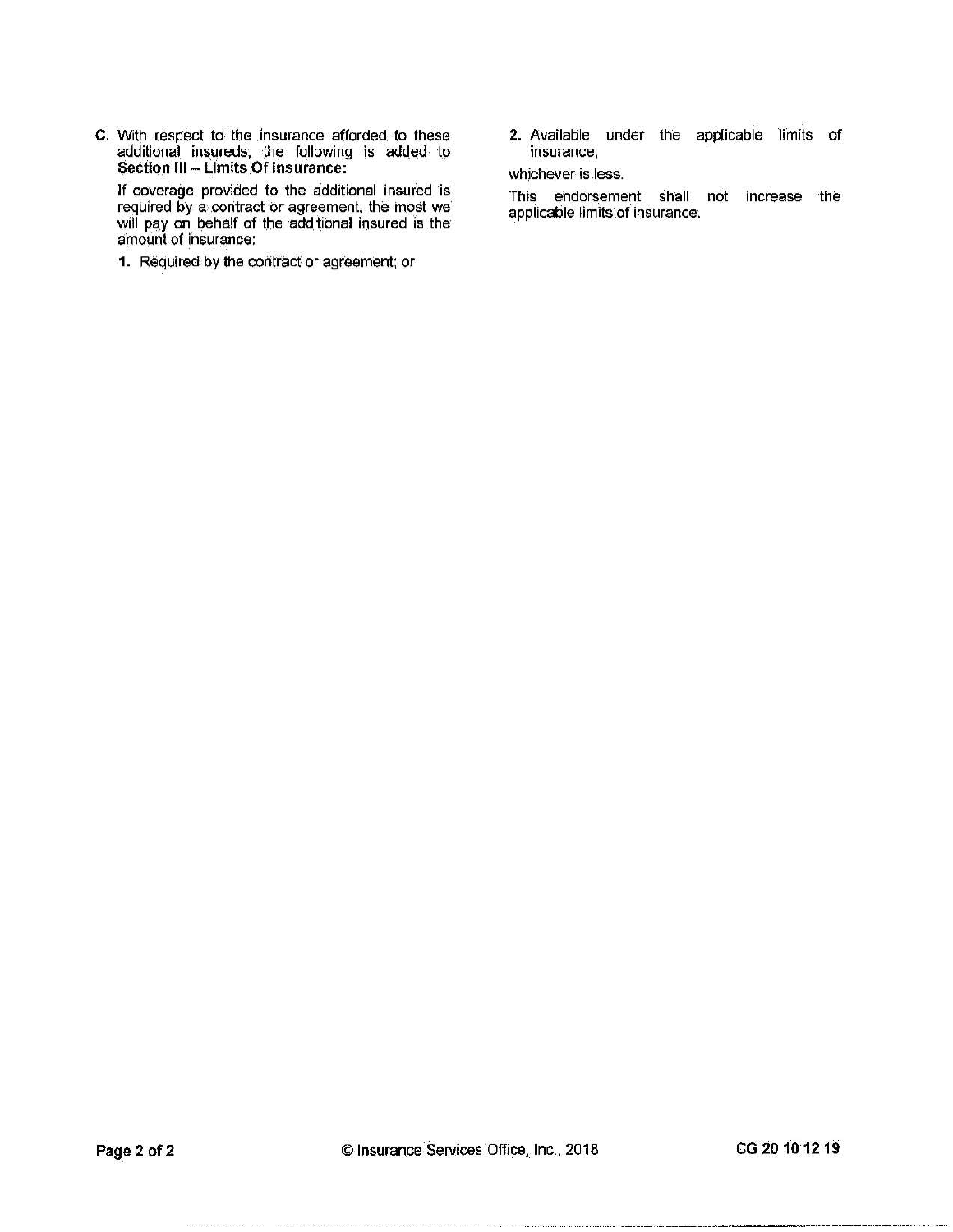**C.** With respect to the insurance afforded to these additional insureds, the following is added to **Section III – Limits Of Insurance:**

If coverage provided to the additional insured is required by a contract or agreement, the most we will pay on behalf of the additional insured is the amount of insurance:

**1.** Required by the contract or agreement; or

**2.** Available under the applicable limits of insurance;

whichever is less.

This endorsement shall not increase the applicable limits of insurance.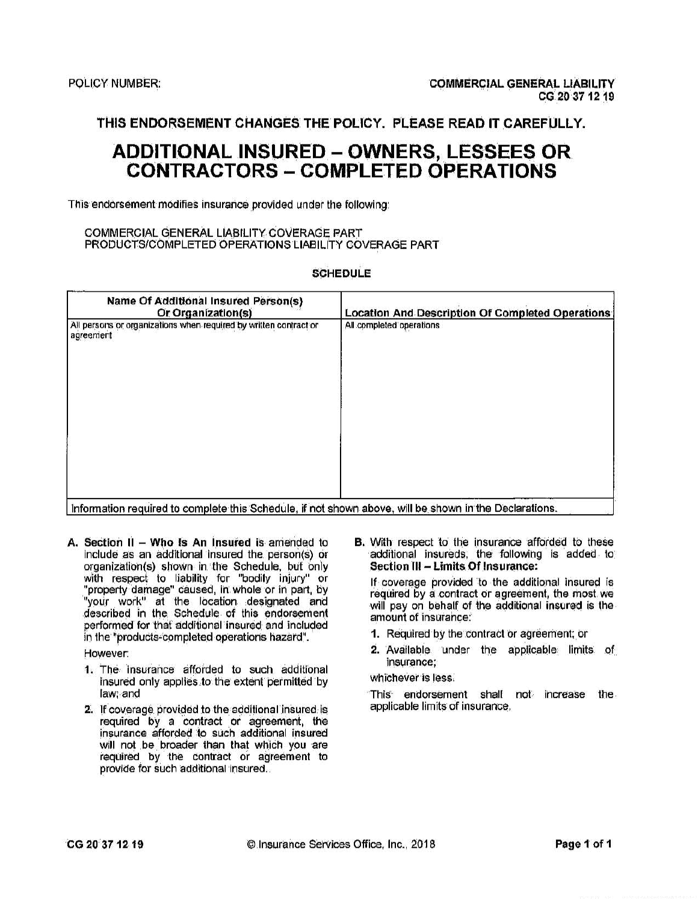POLICY NUMBER:

**COMMERCIAL GENERAL LIABILITY**
**CG 20 37 12 19**

**THIS ENDORSEMENT CHANGES THE POLICY. PLEASE READ IT CAREFULLY.**

# ADDITIONAL INSURED – OWNERS, LESSEES OR CONTRACTORS – COMPLETED OPERATIONS

This endorsement modifies insurance provided under the following:

COMMERCIAL GENERAL LIABILITY COVERAGE PART
PRODUCTS/COMPLETED OPERATIONS LIABILITY COVERAGE PART

**SCHEDULE**

| Name Of Additional Insured Person(s) Or Organization(s) | Location And Description Of Completed Operations |
|---|---|
| All persons or organizations when required by written contract or agreement | All completed operations |
| Information required to complete this Schedule, if not shown above, will be shown in the Declarations. | |

**A.** **Section II – Who Is An Insured** is amended to include as an additional insured the person(s) or organization(s) shown in the Schedule, but only with respect to liability for "bodily injury" or "property damage" caused, in whole or in part, by "your work" at the location designated and described in the Schedule of this endorsement performed for that additional insured and included in the "products-completed operations hazard".

However:

1. The insurance afforded to such additional insured only applies to the extent permitted by law; and
2. If coverage provided to the additional insured is required by a contract or agreement, the insurance afforded to such additional insured will not be broader than that which you are required by the contract or agreement to provide for such additional insured.

**B.** With respect to the insurance afforded to these additional insureds, the following is added to **Section III – Limits Of Insurance:**

If coverage provided to the additional insured is required by a contract or agreement, the most we will pay on behalf of the additional insured is the amount of insurance:

1. Required by the contract or agreement; or
2. Available under the applicable limits of insurance;

whichever is less.

This endorsement shall not increase the applicable limits of insurance.

CG 20 37 12 19 © Insurance Services Office, Inc., 2018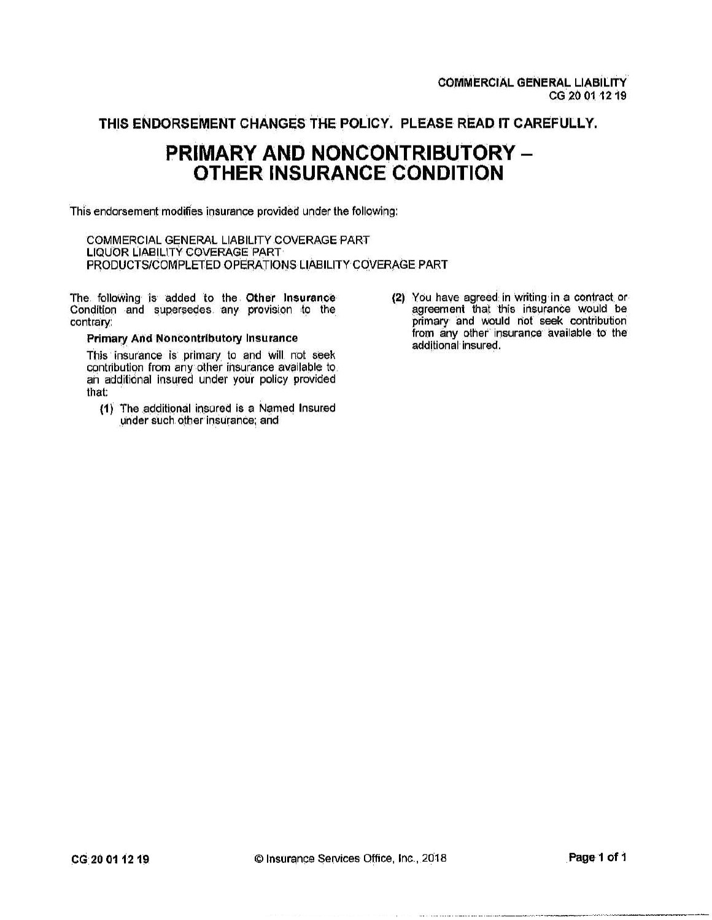COMMERCIAL GENERAL LIABILITY
CG 20 01 12 19

**THIS ENDORSEMENT CHANGES THE POLICY. PLEASE READ IT CAREFULLY.**

# PRIMARY AND NONCONTRIBUTORY – OTHER INSURANCE CONDITION

This endorsement modifies insurance provided under the following:

COMMERCIAL GENERAL LIABILITY COVERAGE PART
LIQUOR LIABILITY COVERAGE PART
PRODUCTS/COMPLETED OPERATIONS LIABILITY COVERAGE PART

The following is added to the **Other Insurance** Condition and supersedes any provision to the contrary:

**Primary And Noncontributory Insurance**

This insurance is primary to and will not seek contribution from any other insurance available to an additional insured under your policy provided that:

**(1)** The additional insured is a Named Insured under such other insurance; and

**(2)** You have agreed in writing in a contract or agreement that this insurance would be primary and would not seek contribution from any other insurance available to the additional insured.

CG 20 01 12 19 © Insurance Services Office, Inc., 2018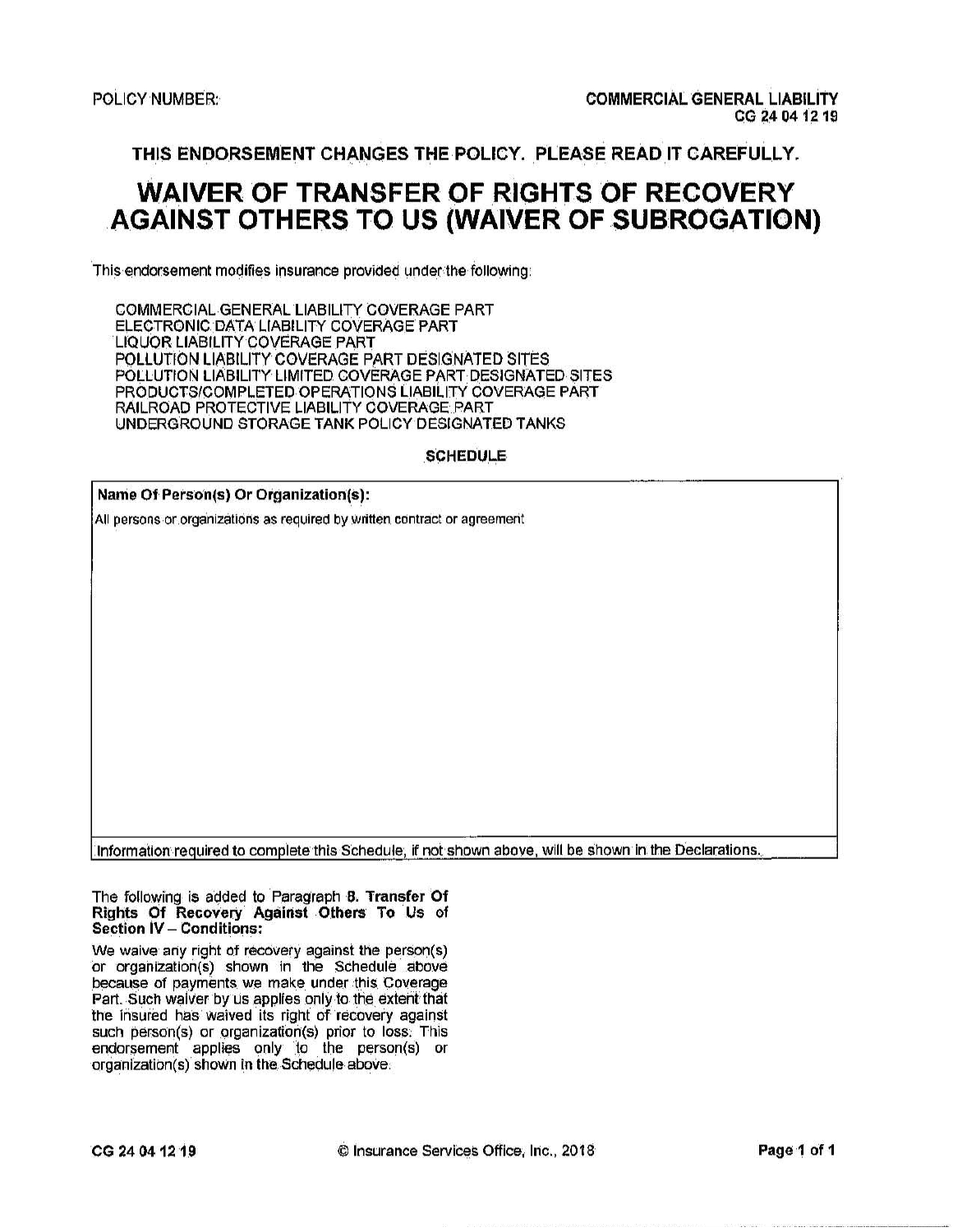POLICY NUMBER:

**COMMERCIAL GENERAL LIABILITY**
**CG 24 04 12 19**

**THIS ENDORSEMENT CHANGES THE POLICY. PLEASE READ IT CAREFULLY.**

# WAIVER OF TRANSFER OF RIGHTS OF RECOVERY AGAINST OTHERS TO US (WAIVER OF SUBROGATION)

This endorsement modifies insurance provided under the following:

COMMERCIAL GENERAL LIABILITY COVERAGE PART
ELECTRONIC DATA LIABILITY COVERAGE PART
LIQUOR LIABILITY COVERAGE PART
POLLUTION LIABILITY COVERAGE PART DESIGNATED SITES
POLLUTION LIABILITY LIMITED COVERAGE PART DESIGNATED SITES
PRODUCTS/COMPLETED OPERATIONS LIABILITY COVERAGE PART
RAILROAD PROTECTIVE LIABILITY COVERAGE PART
UNDERGROUND STORAGE TANK POLICY DESIGNATED TANKS

**SCHEDULE**

| **Name Of Person(s) Or Organization(s):** |
|---|
| All persons or organizations as required by written contract or agreement |
| Information required to complete this Schedule, if not shown above, will be shown in the Declarations. |

The following is added to Paragraph **8. Transfer Of Rights Of Recovery Against Others To Us** of **Section IV – Conditions:**

We waive any right of recovery against the person(s) or organization(s) shown in the Schedule above because of payments we make under this Coverage Part. Such waiver by us applies only to the extent that the insured has waived its right of recovery against such person(s) or organization(s) prior to loss. This endorsement applies only to the person(s) or organization(s) shown in the Schedule above.

CG 24 04 12 19 © Insurance Services Office, Inc., 2018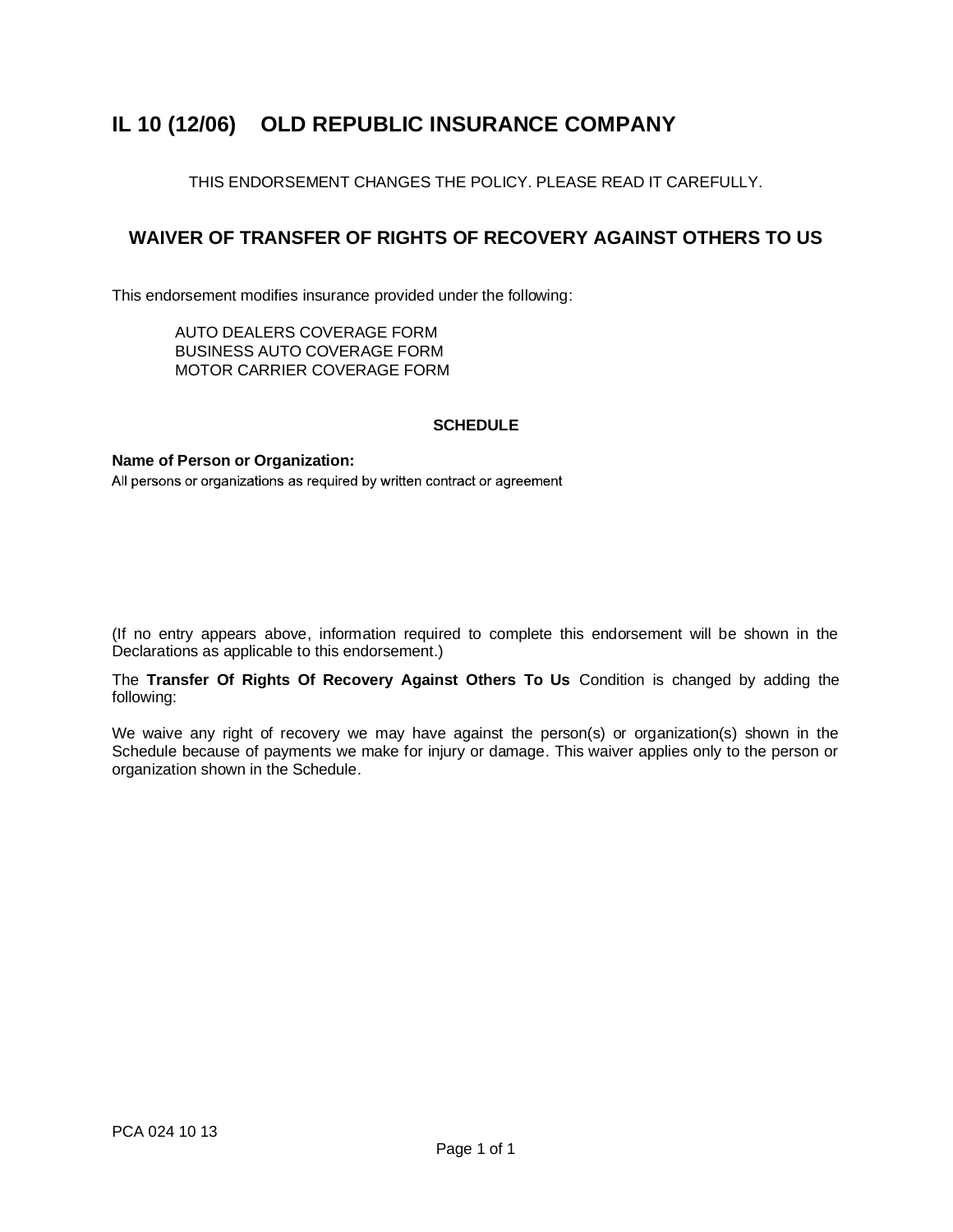# IL 10 (12/06) OLD REPUBLIC INSURANCE COMPANY

THIS ENDORSEMENT CHANGES THE POLICY. PLEASE READ IT CAREFULLY.

## WAIVER OF TRANSFER OF RIGHTS OF RECOVERY AGAINST OTHERS TO US

This endorsement modifies insurance provided under the following:

AUTO DEALERS COVERAGE FORM
BUSINESS AUTO COVERAGE FORM
MOTOR CARRIER COVERAGE FORM

**SCHEDULE**

**Name of Person or Organization:**
All persons or organizations as required by written contract or agreement

(If no entry appears above, information required to complete this endorsement will be shown in the Declarations as applicable to this endorsement.)

The **Transfer Of Rights Of Recovery Against Others To Us** Condition is changed by adding the following:

We waive any right of recovery we may have against the person(s) or organization(s) shown in the Schedule because of payments we make for injury or damage. This waiver applies only to the person or organization shown in the Schedule.

PCA 024 10 13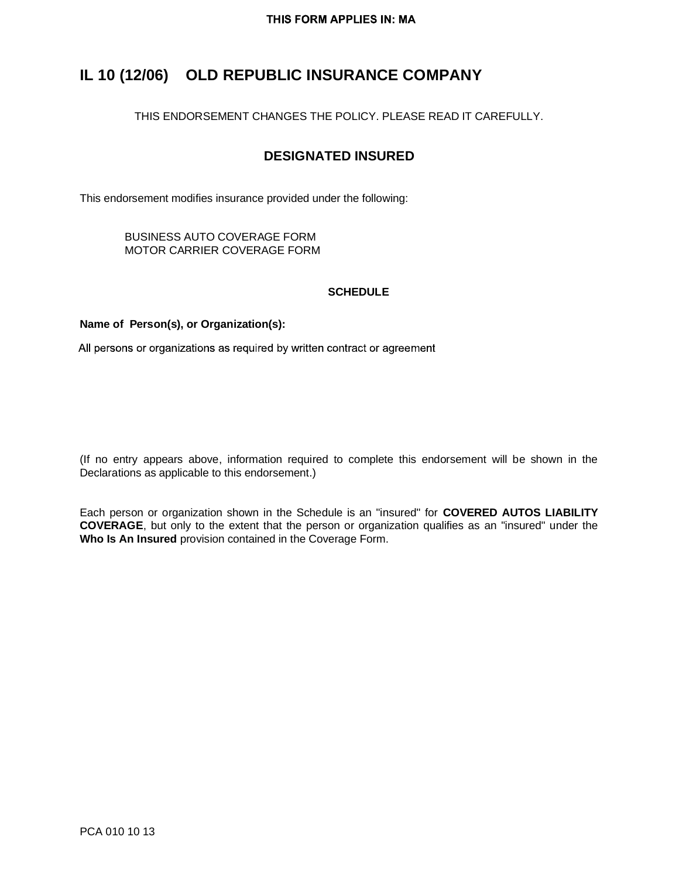THIS FORM APPLIES IN: MA

# IL 10 (12/06) OLD REPUBLIC INSURANCE COMPANY

THIS ENDORSEMENT CHANGES THE POLICY. PLEASE READ IT CAREFULLY.

## DESIGNATED INSURED

This endorsement modifies insurance provided under the following:

BUSINESS AUTO COVERAGE FORM
MOTOR CARRIER COVERAGE FORM

**SCHEDULE**

**Name of Person(s), or Organization(s):**

All persons or organizations as required by written contract or agreement

(If no entry appears above, information required to complete this endorsement will be shown in the Declarations as applicable to this endorsement.)

Each person or organization shown in the Schedule is an "insured" for **COVERED AUTOS LIABILITY COVERAGE**, but only to the extent that the person or organization qualifies as an "insured" under the **Who Is An Insured** provision contained in the Coverage Form.

PCA 010 10 13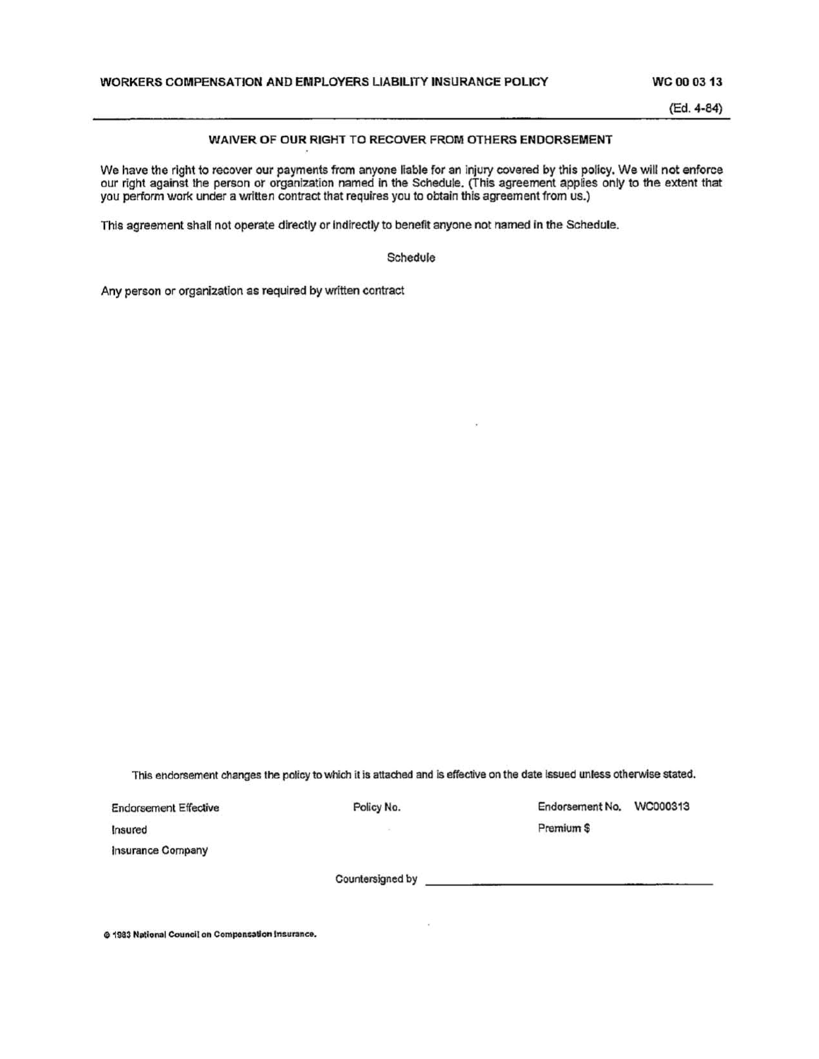WORKERS COMPENSATION AND EMPLOYERS LIABILITY INSURANCE POLICY

WC 00 03 13

(Ed. 4-84)

## WAIVER OF OUR RIGHT TO RECOVER FROM OTHERS ENDORSEMENT

We have the right to recover our payments from anyone liable for an injury covered by this policy. We will not enforce our right against the person or organization named in the Schedule. (This agreement applies only to the extent that you perform work under a written contract that requires you to obtain this agreement from us.)

This agreement shall not operate directly or indirectly to benefit anyone not named in the Schedule.

Schedule

Any person or organization as required by written contract

This endorsement changes the policy to which it is attached and is effective on the date issued unless otherwise stated.

Endorsement Effective

Policy No.

Endorsement No. WC000313

Insured

Premium $

Insurance Company

Countersigned by ______________________________

© 1983 National Council on Compensation Insurance.